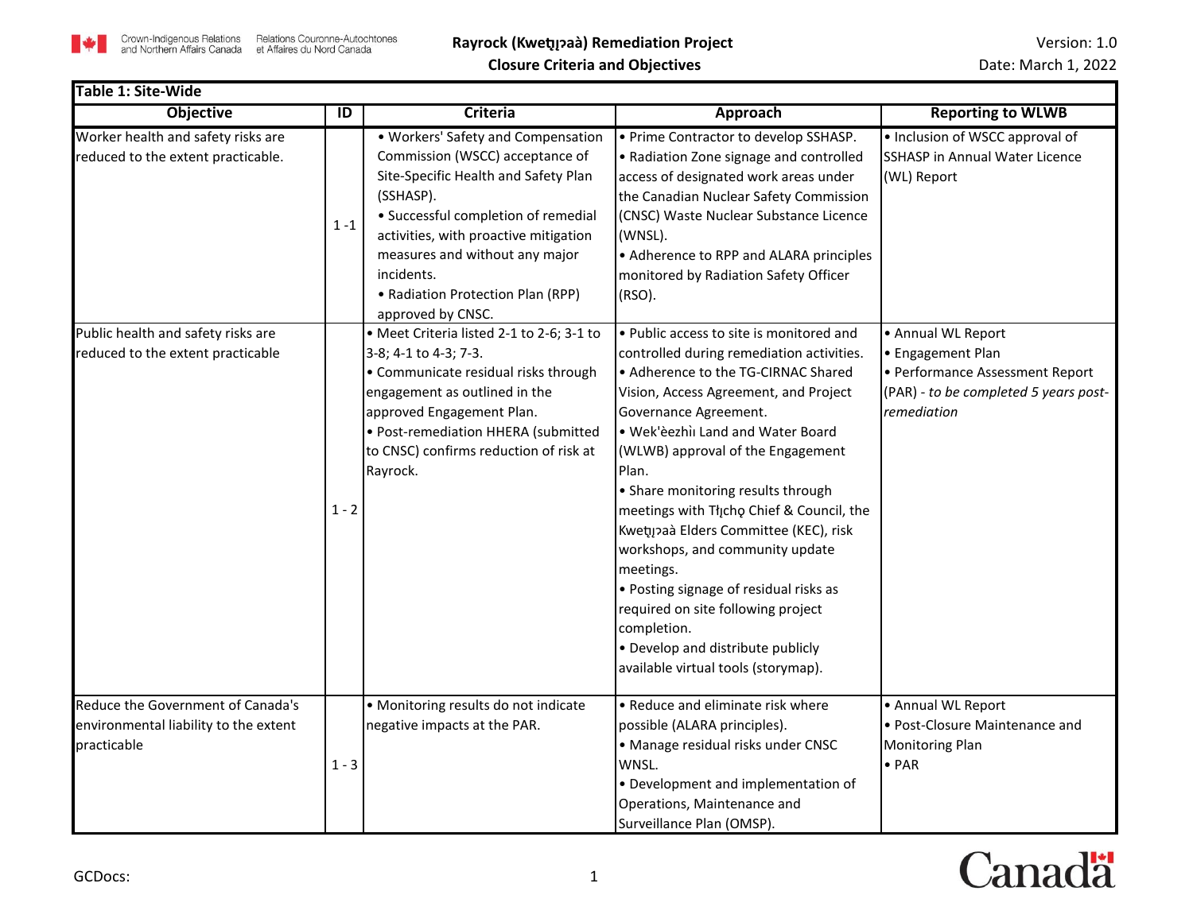# Rayrock (Kweṯıı̨ʔaà) Remediation Project

## Closure Criteria and Objectives

Version: 1.0

Date: March 1, 2022

**Table 1: Site-Wide**

| Objective | ID | Criteria | Approach | Reporting to WLWB |
|---|---|---|---|---|
| Worker health and safety risks are reduced to the extent practicable. | 1 -1 | • Workers' Safety and Compensation Commission (WSCC) acceptance of Site-Specific Health and Safety Plan (SSHASP).<br>• Successful completion of remedial activities, with proactive mitigation measures and without any major incidents.<br>• Radiation Protection Plan (RPP) approved by CNSC. | • Prime Contractor to develop SSHASP.<br>• Radiation Zone signage and controlled access of designated work areas under the Canadian Nuclear Safety Commission (CNSC) Waste Nuclear Substance Licence (WNSL).<br>• Adherence to RPP and ALARA principles monitored by Radiation Safety Officer (RSO). | • Inclusion of WSCC approval of SSHASP in Annual Water Licence (WL) Report |
| Public health and safety risks are reduced to the extent practicable | 1 - 2 | • Meet Criteria listed 2-1 to 2-6; 3-1 to 3-8; 4-1 to 4-3; 7-3.<br>• Communicate residual risks through engagement as outlined in the approved Engagement Plan.<br>• Post-remediation HHERA (submitted to CNSC) confirms reduction of risk at Rayrock. | • Public access to site is monitored and controlled during remediation activities.<br>• Adherence to the TG-CIRNAC Shared Vision, Access Agreement, and Project Governance Agreement.<br>• Wek'èezhìı Land and Water Board (WLWB) approval of the Engagement Plan.<br>• Share monitoring results through meetings with Tłı̨chǫ Chief & Council, the Kweṯıı̨ʔaà Elders Committee (KEC), risk workshops, and community update meetings.<br>• Posting signage of residual risks as required on site following project completion.<br>• Develop and distribute publicly available virtual tools (storymap). | • Annual WL Report<br>• Engagement Plan<br>• Performance Assessment Report (PAR) - *to be completed 5 years post-remediation* |
| Reduce the Government of Canada's environmental liability to the extent practicable | 1 - 3 | • Monitoring results do not indicate negative impacts at the PAR. | • Reduce and eliminate risk where possible (ALARA principles).<br>• Manage residual risks under CNSC WNSL.<br>• Development and implementation of Operations, Maintenance and Surveillance Plan (OMSP). | • Annual WL Report<br>• Post-Closure Maintenance and Monitoring Plan<br>• PAR |

GCDocs: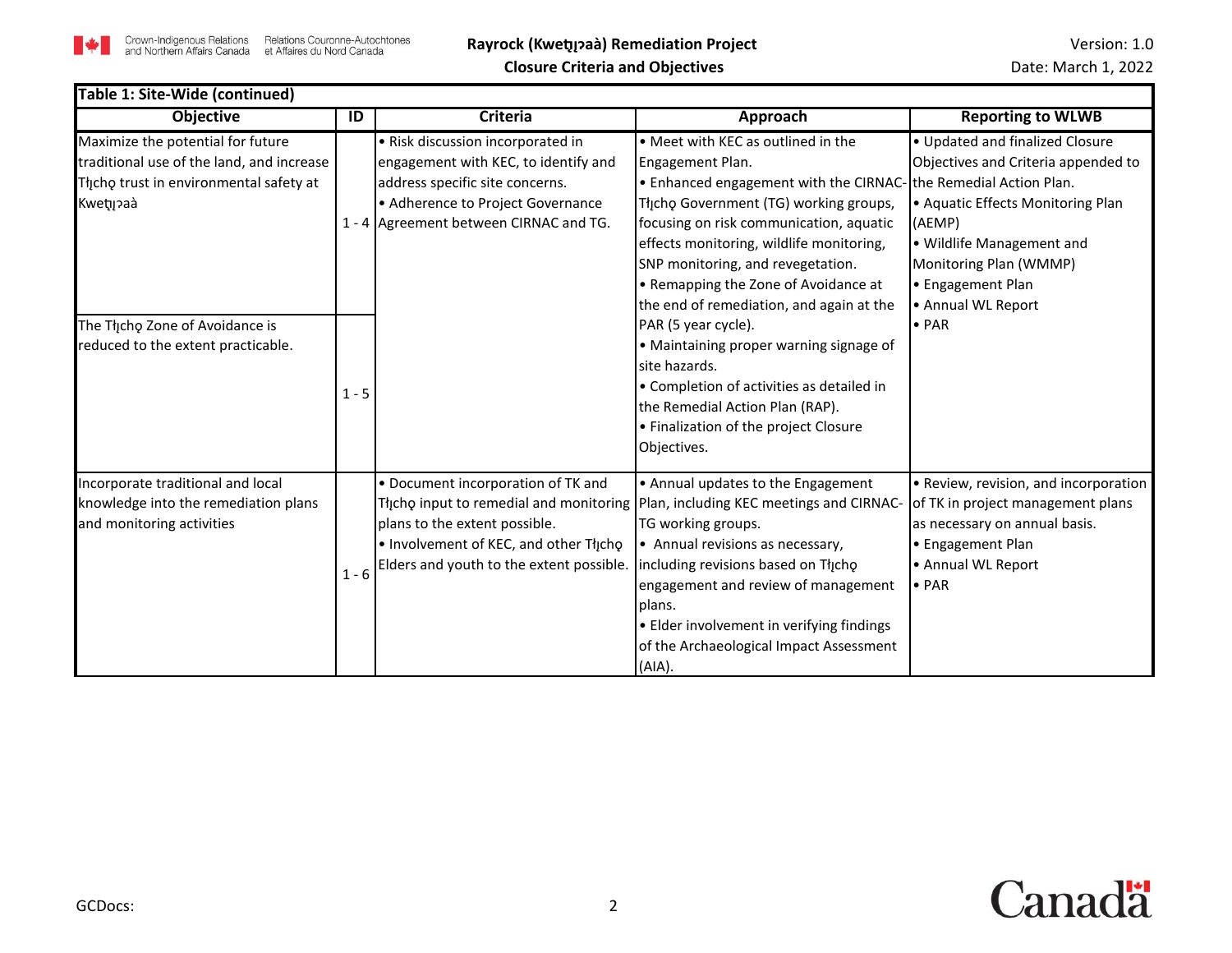**Table 1: Site-Wide (continued)**

| Objective | ID | Criteria | Approach | Reporting to WLWB |
|---|---|---|---|---|
| Maximize the potential for future traditional use of the land, and increase Tłįchǫ trust in environmental safety at Kweṯįı̨ɂaà | 1 - 4 | • Risk discussion incorporated in engagement with KEC, to identify and address specific site concerns.<br>• Adherence to Project Governance Agreement between CIRNAC and TG. | • Meet with KEC as outlined in the Engagement Plan.<br>• Enhanced engagement with the CIRNAC-Tłįchǫ Government (TG) working groups, focusing on risk communication, aquatic effects monitoring, wildlife monitoring, SNP monitoring, and revegetation.<br>• Remapping the Zone of Avoidance at the end of remediation, and again at the PAR (5 year cycle).<br>• Maintaining proper warning signage of site hazards.<br>• Completion of activities as detailed in the Remedial Action Plan (RAP).<br>• Finalization of the project Closure Objectives. | • Updated and finalized Closure Objectives and Criteria appended to the Remedial Action Plan.<br>• Aquatic Effects Monitoring Plan (AEMP)<br>• Wildlife Management and Monitoring Plan (WMMP)<br>• Engagement Plan<br>• Annual WL Report<br>• PAR |
| The Tłįchǫ Zone of Avoidance is reduced to the extent practicable. | 1 - 5 | | | |
| Incorporate traditional and local knowledge into the remediation plans and monitoring activities | 1 - 6 | • Document incorporation of TK and Tłįchǫ input to remedial and monitoring plans to the extent possible.<br>• Involvement of KEC, and other Tłįchǫ Elders and youth to the extent possible. | • Annual updates to the Engagement Plan, including KEC meetings and CIRNAC-TG working groups.<br>• Annual revisions as necessary, including revisions based on Tłįchǫ engagement and review of management plans.<br>• Elder involvement in verifying findings of the Archaeological Impact Assessment (AIA). | • Review, revision, and incorporation of TK in project management plans as necessary on annual basis.<br>• Engagement Plan<br>• Annual WL Report<br>• PAR |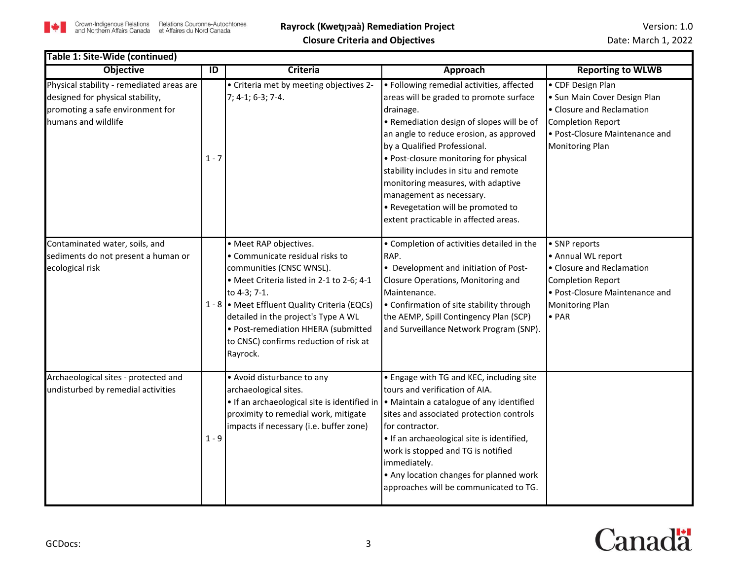**Table 1: Site-Wide (continued)**

| Objective | ID | Criteria | Approach | Reporting to WLWB |
|---|---|---|---|---|
| Physical stability - remediated areas are designed for physical stability, promoting a safe environment for humans and wildlife | 1 - 7 | • Criteria met by meeting objectives 2-7; 4-1; 6-3; 7-4. | • Following remedial activities, affected areas will be graded to promote surface drainage.<br>• Remediation design of slopes will be of an angle to reduce erosion, as approved by a Qualified Professional.<br>• Post-closure monitoring for physical stability includes in situ and remote monitoring measures, with adaptive management as necessary.<br>• Revegetation will be promoted to extent practicable in affected areas. | • CDF Design Plan<br>• Sun Main Cover Design Plan<br>• Closure and Reclamation Completion Report<br>• Post-Closure Maintenance and Monitoring Plan |
| Contaminated water, soils, and sediments do not present a human or ecological risk | 1 - 8 | • Meet RAP objectives.<br>• Communicate residual risks to communities (CNSC WNSL).<br>• Meet Criteria listed in 2-1 to 2-6; 4-1 to 4-3; 7-1.<br>• Meet Effluent Quality Criteria (EQCs) detailed in the project's Type A WL<br>• Post-remediation HHERA (submitted to CNSC) confirms reduction of risk at Rayrock. | • Completion of activities detailed in the RAP.<br>• Development and initiation of Post-Closure Operations, Monitoring and Maintenance.<br>• Confirmation of site stability through the AEMP, Spill Contingency Plan (SCP) and Surveillance Network Program (SNP). | • SNP reports<br>• Annual WL report<br>• Closure and Reclamation Completion Report<br>• Post-Closure Maintenance and Monitoring Plan<br>• PAR |
| Archaeological sites - protected and undisturbed by remedial activities | 1 - 9 | • Avoid disturbance to any archaeological sites.<br>• If an archaeological site is identified in proximity to remedial work, mitigate impacts if necessary (i.e. buffer zone) | • Engage with TG and KEC, including site tours and verification of AIA.<br>• Maintain a catalogue of any identified sites and associated protection controls for contractor.<br>• If an archaeological site is identified, work is stopped and TG is notified immediately.<br>• Any location changes for planned work approaches will be communicated to TG. | |

GCDocs: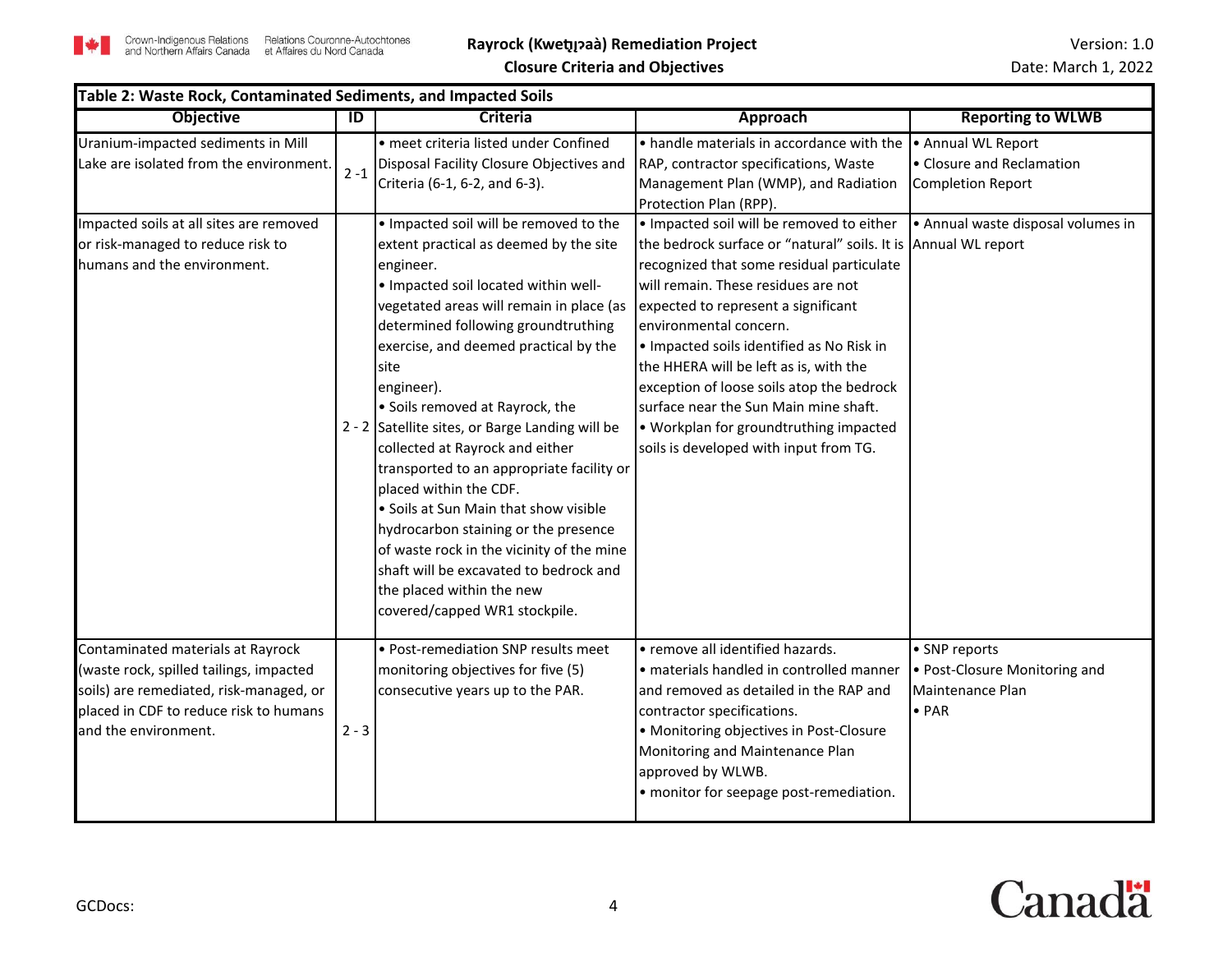| Table 2: Waste Rock, Contaminated Sediments, and Impacted Soils | | | | |
|---|---|---|---|---|
| **Objective** | **ID** | **Criteria** | **Approach** | **Reporting to WLWB** |
| Uranium-impacted sediments in Mill Lake are isolated from the environment. | 2 -1 | • meet criteria listed under Confined Disposal Facility Closure Objectives and Criteria (6-1, 6-2, and 6-3). | • handle materials in accordance with the RAP, contractor specifications, Waste Management Plan (WMP), and Radiation Protection Plan (RPP). | • Annual WL Report<br>• Closure and Reclamation Completion Report |
| Impacted soils at all sites are removed or risk-managed to reduce risk to humans and the environment. | 2 - 2 | • Impacted soil will be removed to the extent practical as deemed by the site engineer.<br>• Impacted soil located within well-vegetated areas will remain in place (as determined following groundtruthing exercise, and deemed practical by the site engineer).<br>• Soils removed at Rayrock, the Satellite sites, or Barge Landing will be collected at Rayrock and either transported to an appropriate facility or placed within the CDF.<br>• Soils at Sun Main that show visible hydrocarbon staining or the presence of waste rock in the vicinity of the mine shaft will be excavated to bedrock and the placed within the new covered/capped WR1 stockpile. | • Impacted soil will be removed to either the bedrock surface or "natural" soils. It is recognized that some residual particulate will remain. These residues are not expected to represent a significant environmental concern.<br>• Impacted soils identified as No Risk in the HHERA will be left as is, with the exception of loose soils atop the bedrock surface near the Sun Main mine shaft.<br>• Workplan for groundtruthing impacted soils is developed with input from TG. | • Annual waste disposal volumes in Annual WL report |
| Contaminated materials at Rayrock (waste rock, spilled tailings, impacted soils) are remediated, risk-managed, or placed in CDF to reduce risk to humans and the environment. | 2 - 3 | • Post-remediation SNP results meet monitoring objectives for five (5) consecutive years up to the PAR. | • remove all identified hazards.<br>• materials handled in controlled manner and removed as detailed in the RAP and contractor specifications.<br>• Monitoring objectives in Post-Closure Monitoring and Maintenance Plan approved by WLWB.<br>• monitor for seepage post-remediation. | • SNP reports<br>• Post-Closure Monitoring and Maintenance Plan<br>• PAR |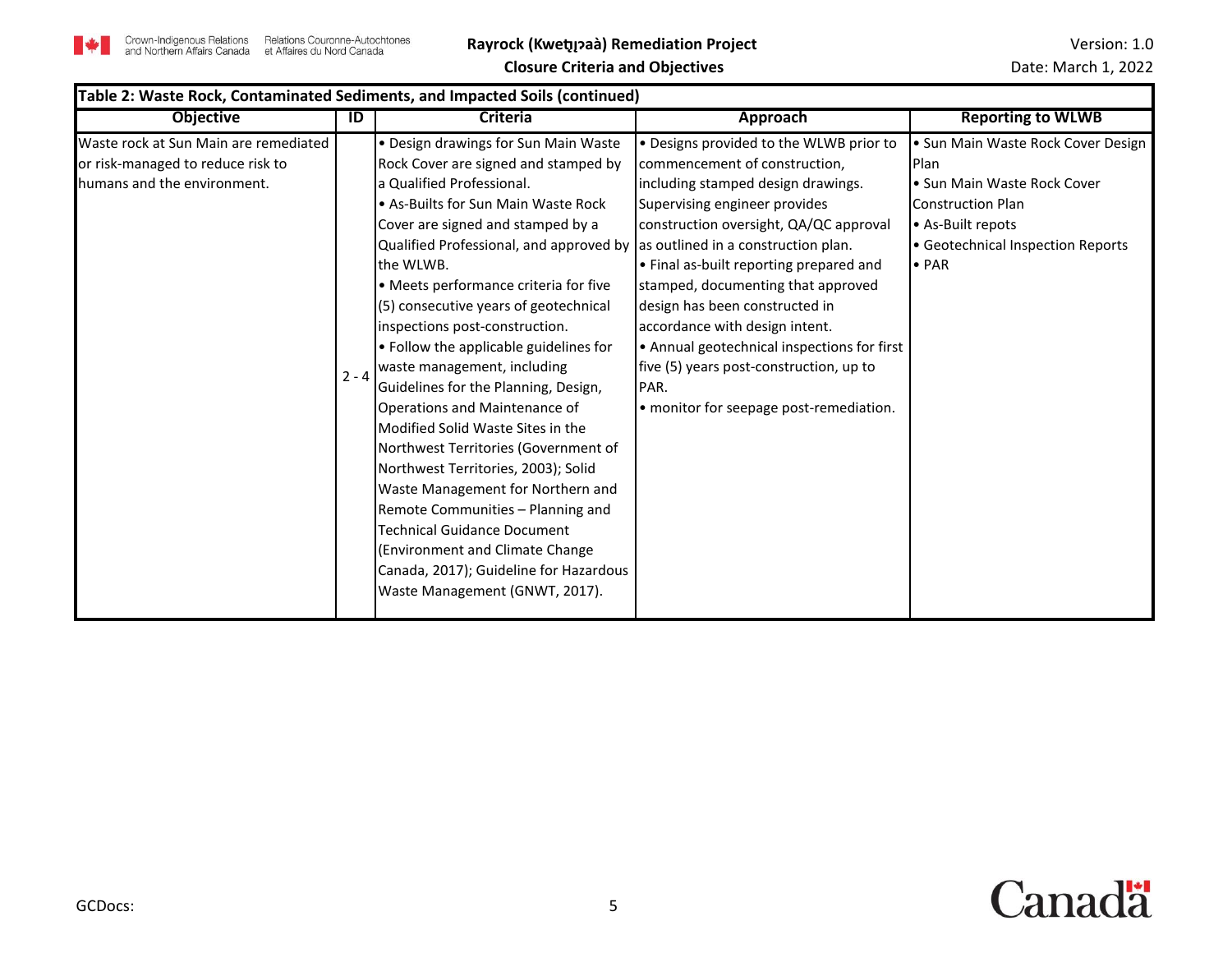**Table 2: Waste Rock, Contaminated Sediments, and Impacted Soils (continued)**

| Objective | ID | Criteria | Approach | Reporting to WLWB |
|---|---|---|---|---|
| Waste rock at Sun Main are remediated or risk-managed to reduce risk to humans and the environment. | 2 - 4 | • Design drawings for Sun Main Waste Rock Cover are signed and stamped by a Qualified Professional.<br>• As-Builts for Sun Main Waste Rock Cover are signed and stamped by a Qualified Professional, and approved by the WLWB.<br>• Meets performance criteria for five (5) consecutive years of geotechnical inspections post-construction.<br>• Follow the applicable guidelines for waste management, including Guidelines for the Planning, Design, Operations and Maintenance of Modified Solid Waste Sites in the Northwest Territories (Government of Northwest Territories, 2003); Solid Waste Management for Northern and Remote Communities – Planning and Technical Guidance Document (Environment and Climate Change Canada, 2017); Guideline for Hazardous Waste Management (GNWT, 2017). | • Designs provided to the WLWB prior to commencement of construction, including stamped design drawings. Supervising engineer provides construction oversight, QA/QC approval as outlined in a construction plan.<br>• Final as-built reporting prepared and stamped, documenting that approved design has been constructed in accordance with design intent.<br>• Annual geotechnical inspections for first five (5) years post-construction, up to PAR.<br>• monitor for seepage post-remediation. | • Sun Main Waste Rock Cover Design Plan<br>• Sun Main Waste Rock Cover Construction Plan<br>• As-Built repots<br>• Geotechnical Inspection Reports<br>• PAR |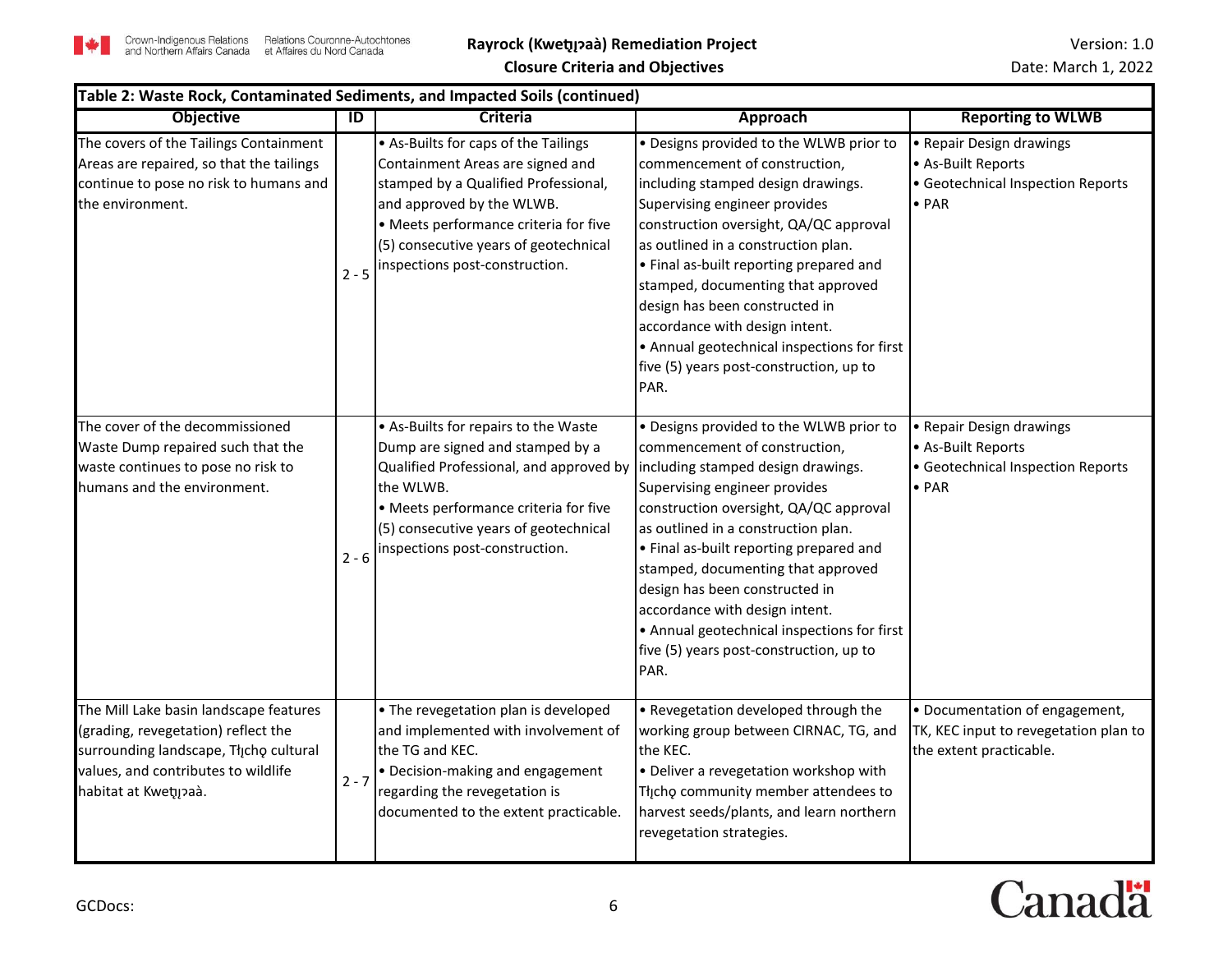**Table 2: Waste Rock, Contaminated Sediments, and Impacted Soils (continued)**

| Objective | ID | Criteria | Approach | Reporting to WLWB |
|---|---|---|---|---|
| The covers of the Tailings Containment Areas are repaired, so that the tailings continue to pose no risk to humans and the environment. | 2 - 5 | • As-Builts for caps of the Tailings Containment Areas are signed and stamped by a Qualified Professional, and approved by the WLWB.<br>• Meets performance criteria for five (5) consecutive years of geotechnical inspections post-construction. | • Designs provided to the WLWB prior to commencement of construction, including stamped design drawings. Supervising engineer provides construction oversight, QA/QC approval as outlined in a construction plan.<br>• Final as-built reporting prepared and stamped, documenting that approved design has been constructed in accordance with design intent.<br>• Annual geotechnical inspections for first five (5) years post-construction, up to PAR. | • Repair Design drawings<br>• As-Built Reports<br>• Geotechnical Inspection Reports<br>• PAR |
| The cover of the decommissioned Waste Dump repaired such that the waste continues to pose no risk to humans and the environment. | 2 - 6 | • As-Builts for repairs to the Waste Dump are signed and stamped by a Qualified Professional, and approved by the WLWB.<br>• Meets performance criteria for five (5) consecutive years of geotechnical inspections post-construction. | • Designs provided to the WLWB prior to commencement of construction, including stamped design drawings. Supervising engineer provides construction oversight, QA/QC approval as outlined in a construction plan.<br>• Final as-built reporting prepared and stamped, documenting that approved design has been constructed in accordance with design intent.<br>• Annual geotechnical inspections for first five (5) years post-construction, up to PAR. | • Repair Design drawings<br>• As-Built Reports<br>• Geotechnical Inspection Reports<br>• PAR |
| The Mill Lake basin landscape features (grading, revegetation) reflect the surrounding landscape, Tłı̨chǫ cultural values, and contributes to wildlife habitat at Kwetı̨ı̨ɂaà. | 2 - 7 | • The revegetation plan is developed and implemented with involvement of the TG and KEC.<br>• Decision-making and engagement regarding the revegetation is documented to the extent practicable. | • Revegetation developed through the working group between CIRNAC, TG, and the KEC.<br>• Deliver a revegetation workshop with Tłı̨chǫ community member attendees to harvest seeds/plants, and learn northern revegetation strategies. | • Documentation of engagement, TK, KEC input to revegetation plan to the extent practicable. |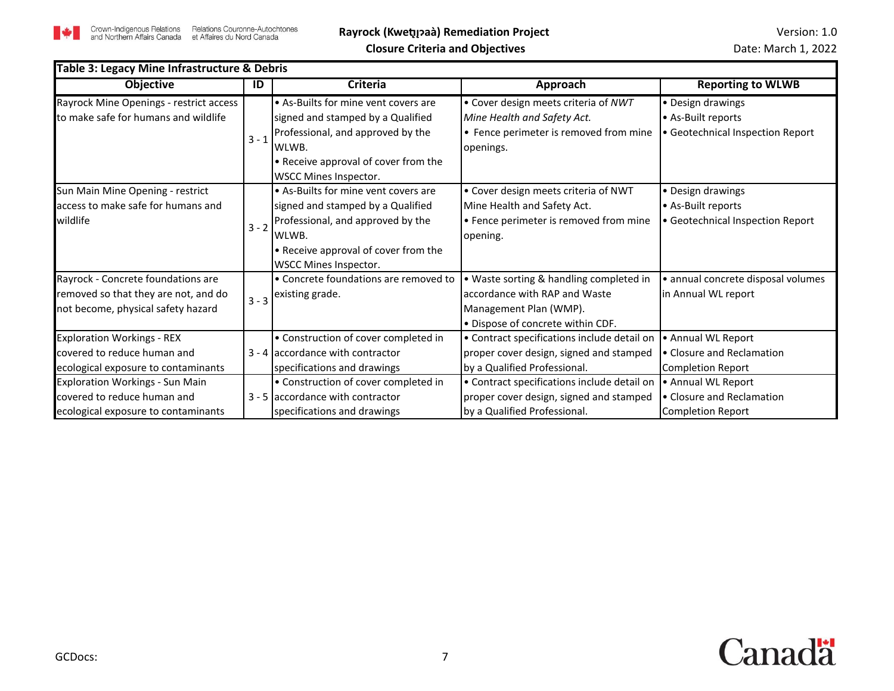**Table 3: Legacy Mine Infrastructure & Debris**

| Objective | ID | Criteria | Approach | Reporting to WLWB |
|---|---|---|---|---|
| Rayrock Mine Openings - restrict access to make safe for humans and wildlife | 3 - 1 | • As-Builts for mine vent covers are signed and stamped by a Qualified Professional, and approved by the WLWB.<br>• Receive approval of cover from the WSCC Mines Inspector. | • Cover design meets criteria of *NWT Mine Health and Safety Act.*<br>• Fence perimeter is removed from mine openings. | • Design drawings<br>• As-Built reports<br>• Geotechnical Inspection Report |
| Sun Main Mine Opening - restrict access to make safe for humans and wildlife | 3 - 2 | • As-Builts for mine vent covers are signed and stamped by a Qualified Professional, and approved by the WLWB.<br>• Receive approval of cover from the WSCC Mines Inspector. | • Cover design meets criteria of NWT Mine Health and Safety Act.<br>• Fence perimeter is removed from mine opening. | • Design drawings<br>• As-Built reports<br>• Geotechnical Inspection Report |
| Rayrock - Concrete foundations are removed so that they are not, and do not become, physical safety hazard | 3 - 3 | • Concrete foundations are removed to existing grade. | • Waste sorting & handling completed in accordance with RAP and Waste Management Plan (WMP).<br>• Dispose of concrete within CDF. | • annual concrete disposal volumes in Annual WL report |
| Exploration Workings - REX covered to reduce human and ecological exposure to contaminants | 3 - 4 | • Construction of cover completed in accordance with contractor specifications and drawings | • Contract specifications include detail on proper cover design, signed and stamped by a Qualified Professional. | • Annual WL Report<br>• Closure and Reclamation Completion Report |
| Exploration Workings - Sun Main covered to reduce human and ecological exposure to contaminants | 3 - 5 | • Construction of cover completed in accordance with contractor specifications and drawings | • Contract specifications include detail on proper cover design, signed and stamped by a Qualified Professional. | • Annual WL Report<br>• Closure and Reclamation Completion Report |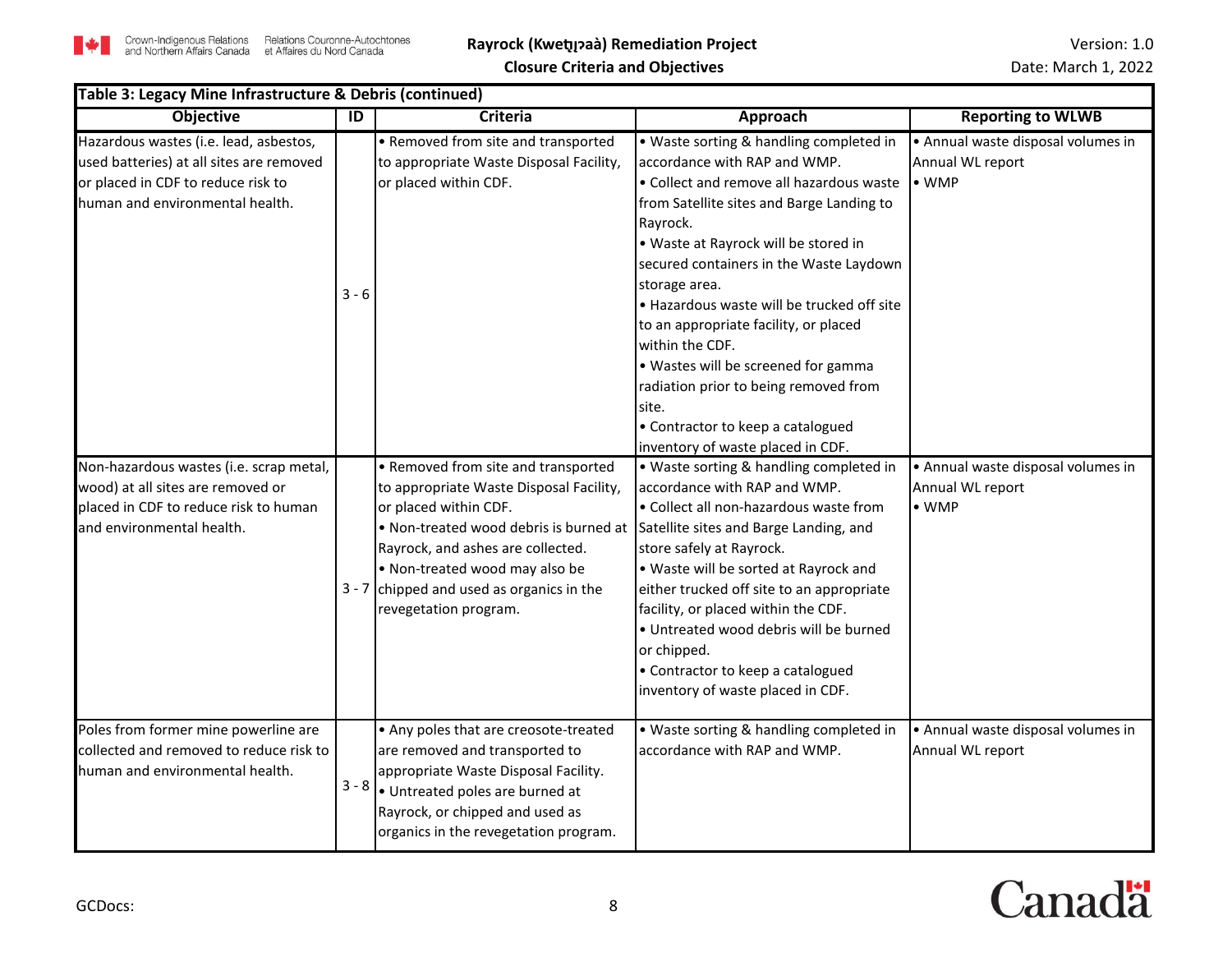| Table 3: Legacy Mine Infrastructure & Debris (continued) | | | | |
|---|---|---|---|---|
| **Objective** | **ID** | **Criteria** | **Approach** | **Reporting to WLWB** |
| Hazardous wastes (i.e. lead, asbestos, used batteries) at all sites are removed or placed in CDF to reduce risk to human and environmental health. | 3 - 6 | • Removed from site and transported to appropriate Waste Disposal Facility, or placed within CDF. | • Waste sorting & handling completed in accordance with RAP and WMP.<br>• Collect and remove all hazardous waste from Satellite sites and Barge Landing to Rayrock.<br>• Waste at Rayrock will be stored in secured containers in the Waste Laydown storage area.<br>• Hazardous waste will be trucked off site to an appropriate facility, or placed within the CDF.<br>• Wastes will be screened for gamma radiation prior to being removed from site.<br>• Contractor to keep a catalogued inventory of waste placed in CDF. | • Annual waste disposal volumes in Annual WL report<br>• WMP |
| Non-hazardous wastes (i.e. scrap metal, wood) at all sites are removed or placed in CDF to reduce risk to human and environmental health. | 3 - 7 | • Removed from site and transported to appropriate Waste Disposal Facility, or placed within CDF.<br>• Non-treated wood debris is burned at Rayrock, and ashes are collected.<br>• Non-treated wood may also be chipped and used as organics in the revegetation program. | • Waste sorting & handling completed in accordance with RAP and WMP.<br>• Collect all non-hazardous waste from Satellite sites and Barge Landing, and store safely at Rayrock.<br>• Waste will be sorted at Rayrock and either trucked off site to an appropriate facility, or placed within the CDF.<br>• Untreated wood debris will be burned or chipped.<br>• Contractor to keep a catalogued inventory of waste placed in CDF. | • Annual waste disposal volumes in Annual WL report<br>• WMP |
| Poles from former mine powerline are collected and removed to reduce risk to human and environmental health. | 3 - 8 | • Any poles that are creosote-treated are removed and transported to appropriate Waste Disposal Facility.<br>• Untreated poles are burned at Rayrock, or chipped and used as organics in the revegetation program. | • Waste sorting & handling completed in accordance with RAP and WMP. | • Annual waste disposal volumes in Annual WL report |

GCDocs: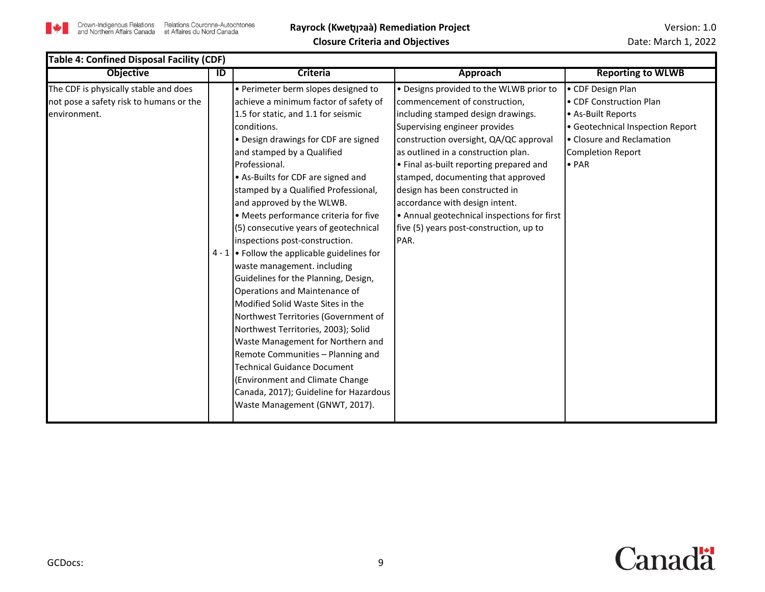**Table 4: Confined Disposal Facility (CDF)**

| Objective | ID | Criteria | Approach | Reporting to WLWB |
|---|---|---|---|---|
| The CDF is physically stable and does not pose a safety risk to humans or the environment. | 4 - 1 | • Perimeter berm slopes designed to achieve a minimum factor of safety of 1.5 for static, and 1.1 for seismic conditions.<br>• Design drawings for CDF are signed and stamped by a Qualified Professional.<br>• As-Builts for CDF are signed and stamped by a Qualified Professional, and approved by the WLWB.<br>• Meets performance criteria for five (5) consecutive years of geotechnical inspections post-construction.<br>• Follow the applicable guidelines for waste management. including Guidelines for the Planning, Design, Operations and Maintenance of Modified Solid Waste Sites in the Northwest Territories (Government of Northwest Territories, 2003); Solid Waste Management for Northern and Remote Communities – Planning and Technical Guidance Document (Environment and Climate Change Canada, 2017); Guideline for Hazardous Waste Management (GNWT, 2017). | • Designs provided to the WLWB prior to commencement of construction, including stamped design drawings. Supervising engineer provides construction oversight, QA/QC approval as outlined in a construction plan.<br>• Final as-built reporting prepared and stamped, documenting that approved design has been constructed in accordance with design intent.<br>• Annual geotechnical inspections for first five (5) years post-construction, up to PAR. | • CDF Design Plan<br>• CDF Construction Plan<br>• As-Built Reports<br>• Geotechnical Inspection Report<br>• Closure and Reclamation Completion Report<br>• PAR |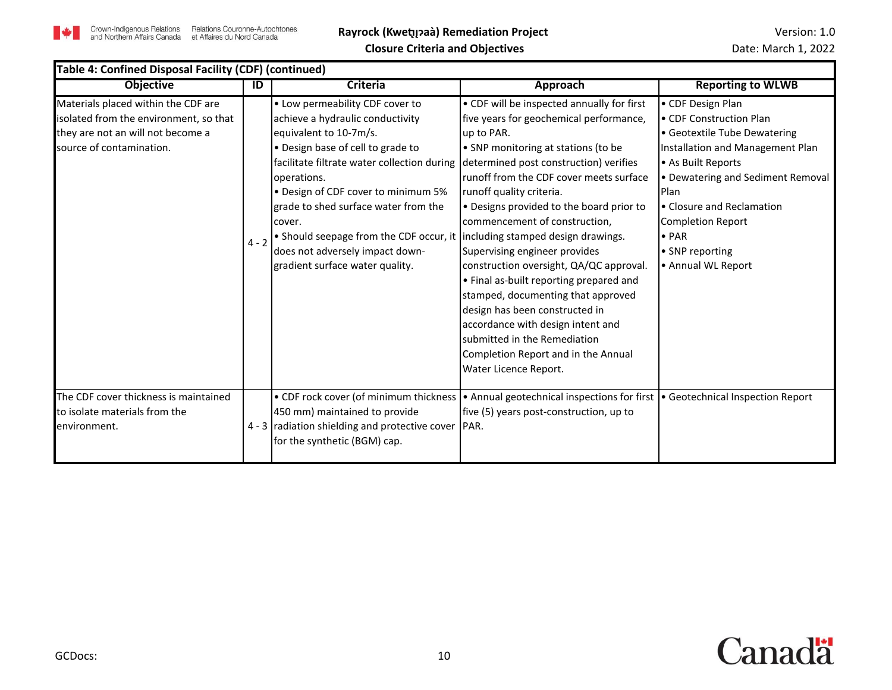**Table 4: Confined Disposal Facility (CDF) (continued)**

| Objective | ID | Criteria | Approach | Reporting to WLWB |
|---|---|---|---|---|
| Materials placed within the CDF are isolated from the environment, so that they are not an will not become a source of contamination. | 4 - 2 | • Low permeability CDF cover to achieve a hydraulic conductivity equivalent to 10-7m/s.<br>• Design base of cell to grade to facilitate filtrate water collection during operations.<br>• Design of CDF cover to minimum 5% grade to shed surface water from the cover.<br>• Should seepage from the CDF occur, it does not adversely impact down-gradient surface water quality. | • CDF will be inspected annually for first five years for geochemical performance, up to PAR.<br>• SNP monitoring at stations (to be determined post construction) verifies runoff from the CDF cover meets surface runoff quality criteria.<br>• Designs provided to the board prior to commencement of construction, including stamped design drawings. Supervising engineer provides construction oversight, QA/QC approval.<br>• Final as-built reporting prepared and stamped, documenting that approved design has been constructed in accordance with design intent and submitted in the Remediation Completion Report and in the Annual Water Licence Report. | • CDF Design Plan<br>• CDF Construction Plan<br>• Geotextile Tube Dewatering Installation and Management Plan<br>• As Built Reports<br>• Dewatering and Sediment Removal Plan<br>• Closure and Reclamation Completion Report<br>• PAR<br>• SNP reporting<br>• Annual WL Report |
| The CDF cover thickness is maintained to isolate materials from the environment. | 4 - 3 | • CDF rock cover (of minimum thickness 450 mm) maintained to provide radiation shielding and protective cover for the synthetic (BGM) cap. | • Annual geotechnical inspections for first five (5) years post-construction, up to PAR. | • Geotechnical Inspection Report |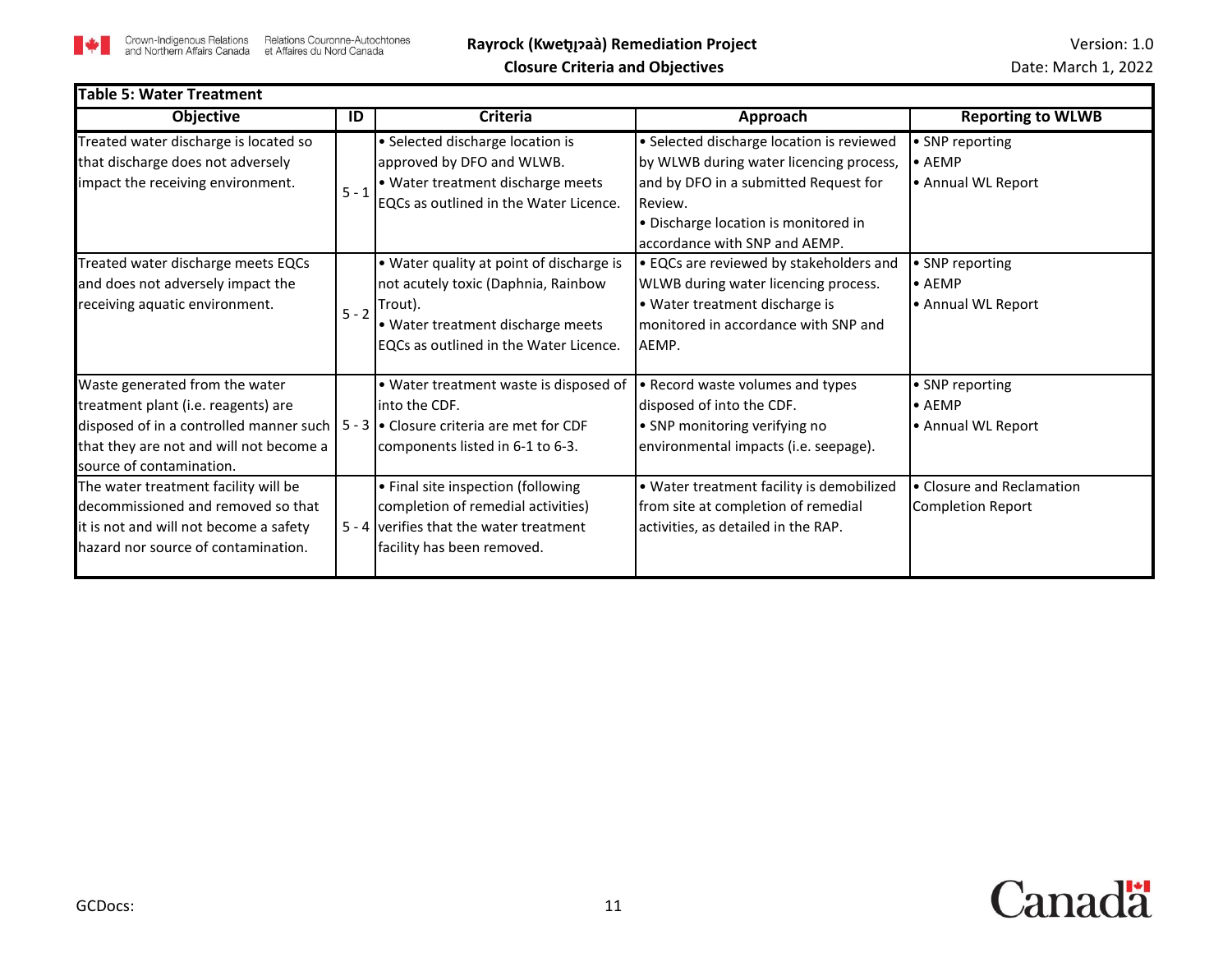**Table 5: Water Treatment**

| Objective | ID | Criteria | Approach | Reporting to WLWB |
|---|---|---|---|---|
| Treated water discharge is located so that discharge does not adversely impact the receiving environment. | 5 - 1 | • Selected discharge location is approved by DFO and WLWB.<br>• Water treatment discharge meets EQCs as outlined in the Water Licence. | • Selected discharge location is reviewed by WLWB during water licencing process, and by DFO in a submitted Request for Review.<br>• Discharge location is monitored in accordance with SNP and AEMP. | • SNP reporting<br>• AEMP<br>• Annual WL Report |
| Treated water discharge meets EQCs and does not adversely impact the receiving aquatic environment. | 5 - 2 | • Water quality at point of discharge is not acutely toxic (Daphnia, Rainbow Trout).<br>• Water treatment discharge meets EQCs as outlined in the Water Licence. | • EQCs are reviewed by stakeholders and WLWB during water licencing process.<br>• Water treatment discharge is monitored in accordance with SNP and AEMP. | • SNP reporting<br>• AEMP<br>• Annual WL Report |
| Waste generated from the water treatment plant (i.e. reagents) are disposed of in a controlled manner such that they are not and will not become a source of contamination. | 5 - 3 | • Water treatment waste is disposed of into the CDF.<br>• Closure criteria are met for CDF components listed in 6-1 to 6-3. | • Record waste volumes and types disposed of into the CDF.<br>• SNP monitoring verifying no environmental impacts (i.e. seepage). | • SNP reporting<br>• AEMP<br>• Annual WL Report |
| The water treatment facility will be decommissioned and removed so that it is not and will not become a safety hazard nor source of contamination. | 5 - 4 | • Final site inspection (following completion of remedial activities) verifies that the water treatment facility has been removed. | • Water treatment facility is demobilized from site at completion of remedial activities, as detailed in the RAP. | • Closure and Reclamation Completion Report |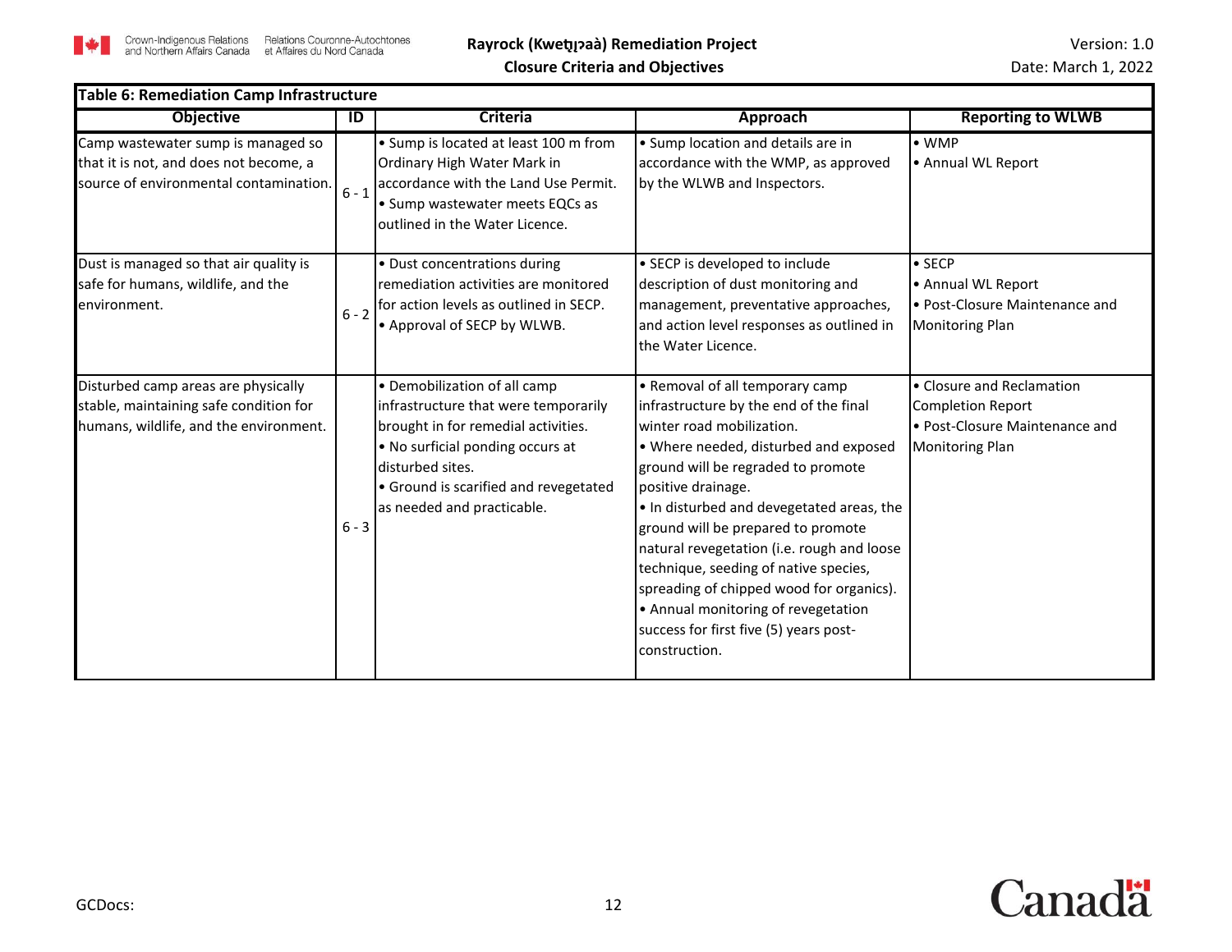**Table 6: Remediation Camp Infrastructure**

| Objective | ID | Criteria | Approach | Reporting to WLWB |
|---|---|---|---|---|
| Camp wastewater sump is managed so that it is not, and does not become, a source of environmental contamination. | 6 - 1 | • Sump is located at least 100 m from Ordinary High Water Mark in accordance with the Land Use Permit.<br>• Sump wastewater meets EQCs as outlined in the Water Licence. | • Sump location and details are in accordance with the WMP, as approved by the WLWB and Inspectors. | • WMP<br>• Annual WL Report |
| Dust is managed so that air quality is safe for humans, wildlife, and the environment. | 6 - 2 | • Dust concentrations during remediation activities are monitored for action levels as outlined in SECP.<br>• Approval of SECP by WLWB. | • SECP is developed to include description of dust monitoring and management, preventative approaches, and action level responses as outlined in the Water Licence. | • SECP<br>• Annual WL Report<br>• Post-Closure Maintenance and Monitoring Plan |
| Disturbed camp areas are physically stable, maintaining safe condition for humans, wildlife, and the environment. | 6 - 3 | • Demobilization of all camp infrastructure that were temporarily brought in for remedial activities.<br>• No surficial ponding occurs at disturbed sites.<br>• Ground is scarified and revegetated as needed and practicable. | • Removal of all temporary camp infrastructure by the end of the final winter road mobilization.<br>• Where needed, disturbed and exposed ground will be regraded to promote positive drainage.<br>• In disturbed and devegetated areas, the ground will be prepared to promote natural revegetation (i.e. rough and loose technique, seeding of native species, spreading of chipped wood for organics).<br>• Annual monitoring of revegetation success for first five (5) years post-construction. | • Closure and Reclamation Completion Report<br>• Post-Closure Maintenance and Monitoring Plan |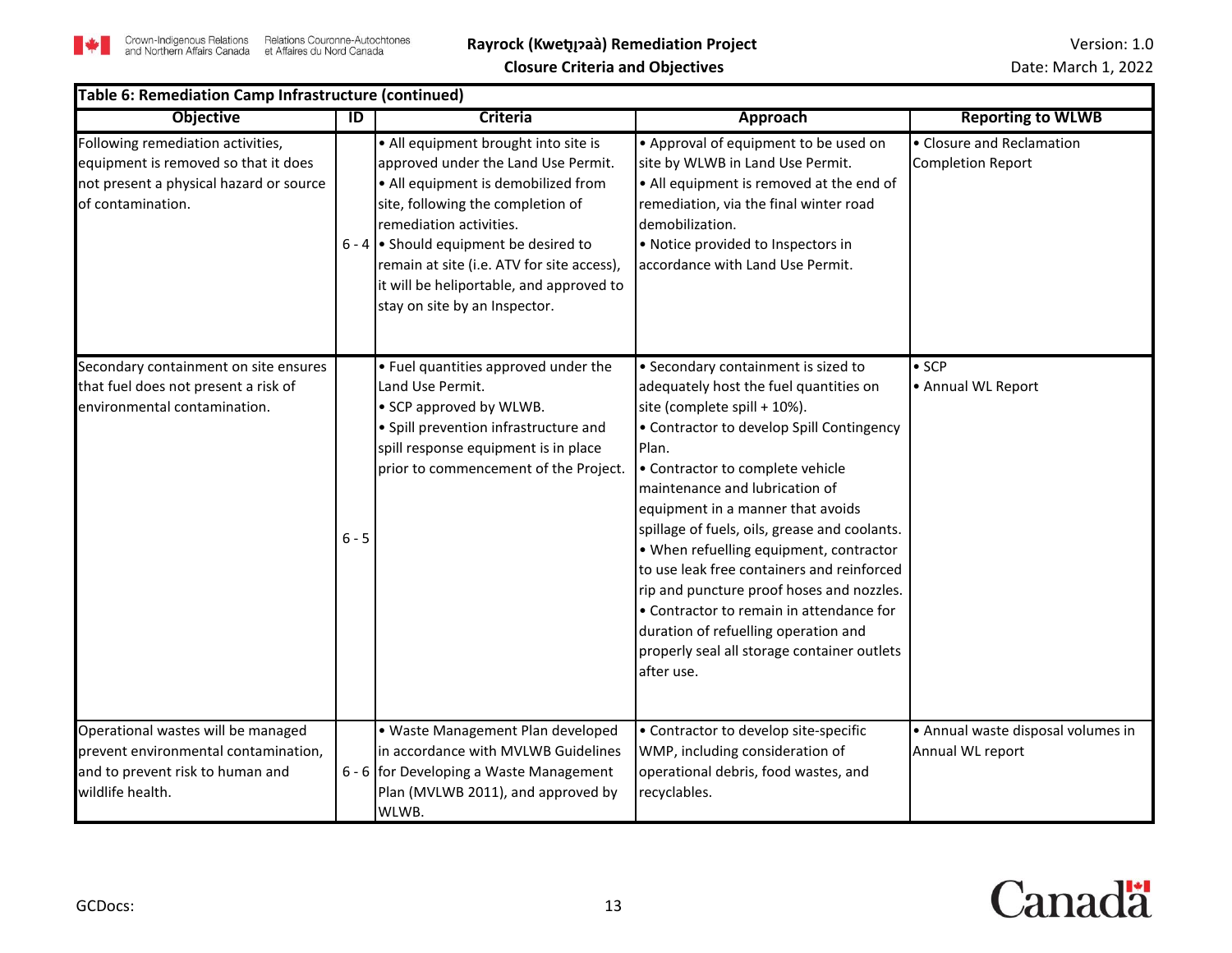**Table 6: Remediation Camp Infrastructure (continued)**

| Objective | ID | Criteria | Approach | Reporting to WLWB |
|---|---|---|---|---|
| Following remediation activities, equipment is removed so that it does not present a physical hazard or source of contamination. | 6 - 4 | • All equipment brought into site is approved under the Land Use Permit.<br>• All equipment is demobilized from site, following the completion of remediation activities.<br>• Should equipment be desired to remain at site (i.e. ATV for site access), it will be heliportable, and approved to stay on site by an Inspector. | • Approval of equipment to be used on site by WLWB in Land Use Permit.<br>• All equipment is removed at the end of remediation, via the final winter road demobilization.<br>• Notice provided to Inspectors in accordance with Land Use Permit. | • Closure and Reclamation Completion Report |
| Secondary containment on site ensures that fuel does not present a risk of environmental contamination. | 6 - 5 | • Fuel quantities approved under the Land Use Permit.<br>• SCP approved by WLWB.<br>• Spill prevention infrastructure and spill response equipment is in place prior to commencement of the Project. | • Secondary containment is sized to adequately host the fuel quantities on site (complete spill + 10%).<br>• Contractor to develop Spill Contingency Plan.<br>• Contractor to complete vehicle maintenance and lubrication of equipment in a manner that avoids spillage of fuels, oils, grease and coolants.<br>• When refuelling equipment, contractor to use leak free containers and reinforced rip and puncture proof hoses and nozzles.<br>• Contractor to remain in attendance for duration of refuelling operation and properly seal all storage container outlets after use. | • SCP<br>• Annual WL Report |
| Operational wastes will be managed prevent environmental contamination, and to prevent risk to human and wildlife health. | 6 - 6 | • Waste Management Plan developed in accordance with MVLWB Guidelines for Developing a Waste Management Plan (MVLWB 2011), and approved by WLWB. | • Contractor to develop site-specific WMP, including consideration of operational debris, food wastes, and recyclables. | • Annual waste disposal volumes in Annual WL report |

GCDocs: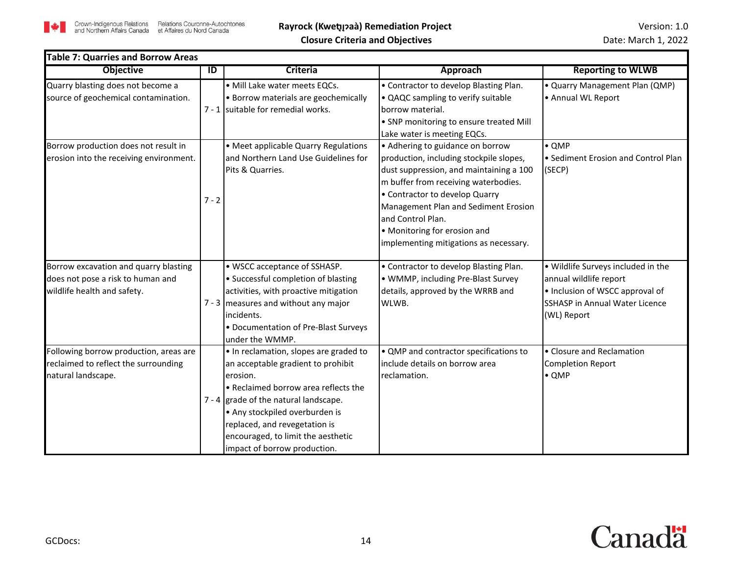**Table 7: Quarries and Borrow Areas**

| Objective | ID | Criteria | Approach | Reporting to WLWB |
|---|---|---|---|---|
| Quarry blasting does not become a source of geochemical contamination. | 7 - 1 | • Mill Lake water meets EQCs.<br>• Borrow materials are geochemically suitable for remedial works. | • Contractor to develop Blasting Plan.<br>• QAQC sampling to verify suitable borrow material.<br>• SNP monitoring to ensure treated Mill Lake water is meeting EQCs. | • Quarry Management Plan (QMP)<br>• Annual WL Report |
| Borrow production does not result in erosion into the receiving environment. | 7 - 2 | • Meet applicable Quarry Regulations and Northern Land Use Guidelines for Pits & Quarries. | • Adhering to guidance on borrow production, including stockpile slopes, dust suppression, and maintaining a 100 m buffer from receiving waterbodies.<br>• Contractor to develop Quarry Management Plan and Sediment Erosion and Control Plan.<br>• Monitoring for erosion and implementing mitigations as necessary. | • QMP<br>• Sediment Erosion and Control Plan (SECP) |
| Borrow excavation and quarry blasting does not pose a risk to human and wildlife health and safety. | 7 - 3 | • WSCC acceptance of SSHASP.<br>• Successful completion of blasting activities, with proactive mitigation measures and without any major incidents.<br>• Documentation of Pre-Blast Surveys under the WMMP. | • Contractor to develop Blasting Plan.<br>• WMMP, including Pre-Blast Survey details, approved by the WRRB and WLWB. | • Wildlife Surveys included in the annual wildlife report<br>• Inclusion of WSCC approval of SSHASP in Annual Water Licence (WL) Report |
| Following borrow production, areas are reclaimed to reflect the surrounding natural landscape. | 7 - 4 | • In reclamation, slopes are graded to an acceptable gradient to prohibit erosion.<br>• Reclaimed borrow area reflects the grade of the natural landscape.<br>• Any stockpiled overburden is replaced, and revegetation is encouraged, to limit the aesthetic impact of borrow production. | • QMP and contractor specifications to include details on borrow area reclamation. | • Closure and Reclamation Completion Report<br>• QMP |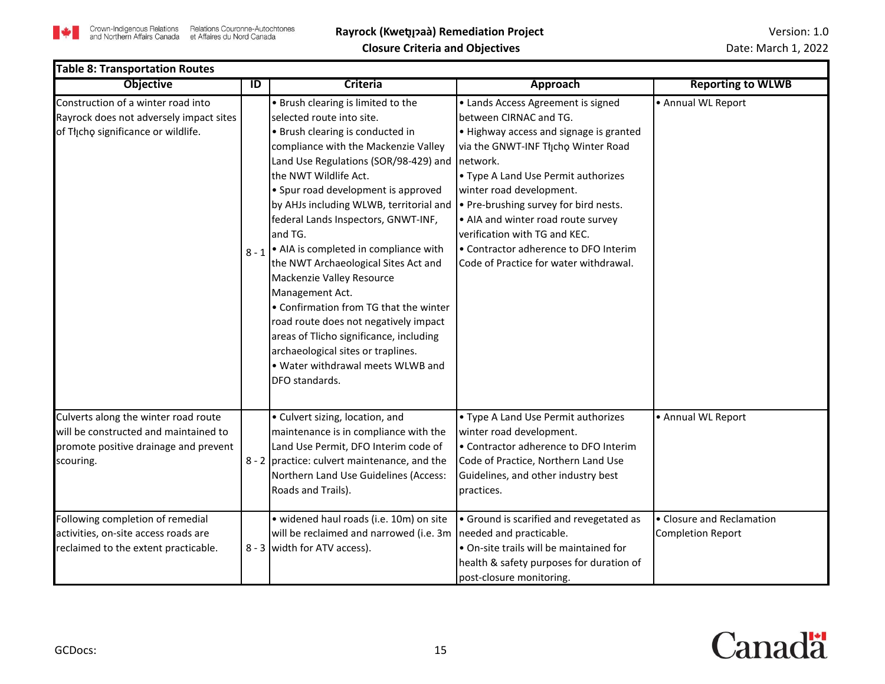**Table 8: Transportation Routes**

| Objective | ID | Criteria | Approach | Reporting to WLWB |
|---|---|---|---|---|
| Construction of a winter road into Rayrock does not adversely impact sites of Tłı̨chǫ significance or wildlife. | 8 - 1 | • Brush clearing is limited to the selected route into site.<br>• Brush clearing is conducted in compliance with the Mackenzie Valley Land Use Regulations (SOR/98-429) and the NWT Wildlife Act.<br>• Spur road development is approved by AHJs including WLWB, territorial and federal Lands Inspectors, GNWT-INF, and TG.<br>• AIA is completed in compliance with the NWT Archaeological Sites Act and Mackenzie Valley Resource Management Act.<br>• Confirmation from TG that the winter road route does not negatively impact areas of Tlicho significance, including archaeological sites or traplines.<br>• Water withdrawal meets WLWB and DFO standards. | • Lands Access Agreement is signed between CIRNAC and TG.<br>• Highway access and signage is granted via the GNWT-INF Tłı̨chǫ Winter Road network.<br>• Type A Land Use Permit authorizes winter road development.<br>• Pre-brushing survey for bird nests.<br>• AIA and winter road route survey verification with TG and KEC.<br>• Contractor adherence to DFO Interim Code of Practice for water withdrawal. | • Annual WL Report |
| Culverts along the winter road route will be constructed and maintained to promote positive drainage and prevent scouring. | 8 - 2 | • Culvert sizing, location, and maintenance is in compliance with the Land Use Permit, DFO Interim code of practice: culvert maintenance, and the Northern Land Use Guidelines (Access: Roads and Trails). | • Type A Land Use Permit authorizes winter road development.<br>• Contractor adherence to DFO Interim Code of Practice, Northern Land Use Guidelines, and other industry best practices. | • Annual WL Report |
| Following completion of remedial activities, on-site access roads are reclaimed to the extent practicable. | 8 - 3 | • widened haul roads (i.e. 10m) on site will be reclaimed and narrowed (i.e. 3m width for ATV access). | • Ground is scarified and revegetated as needed and practicable.<br>• On-site trails will be maintained for health & safety purposes for duration of post-closure monitoring. | • Closure and Reclamation Completion Report |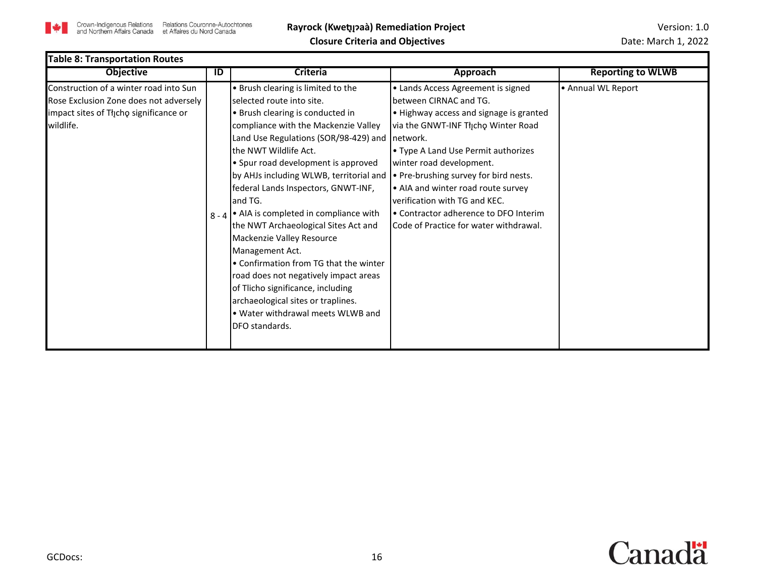**Table 8: Transportation Routes**

| Objective | ID | Criteria | Approach | Reporting to WLWB |
|---|---|---|---|---|
| Construction of a winter road into Sun Rose Exclusion Zone does not adversely impact sites of Tłı̨chǫ significance or wildlife. | 8 - 4 | • Brush clearing is limited to the selected route into site.<br>• Brush clearing is conducted in compliance with the Mackenzie Valley Land Use Regulations (SOR/98-429) and the NWT Wildlife Act.<br>• Spur road development is approved by AHJs including WLWB, territorial and federal Lands Inspectors, GNWT-INF, and TG.<br>• AIA is completed in compliance with the NWT Archaeological Sites Act and Mackenzie Valley Resource Management Act.<br>• Confirmation from TG that the winter road does not negatively impact areas of Tlicho significance, including archaeological sites or traplines.<br>• Water withdrawal meets WLWB and DFO standards. | • Lands Access Agreement is signed between CIRNAC and TG.<br>• Highway access and signage is granted via the GNWT-INF Tłı̨chǫ Winter Road network.<br>• Type A Land Use Permit authorizes winter road development.<br>• Pre-brushing survey for bird nests.<br>• AIA and winter road route survey verification with TG and KEC.<br>• Contractor adherence to DFO Interim Code of Practice for water withdrawal. | • Annual WL Report |